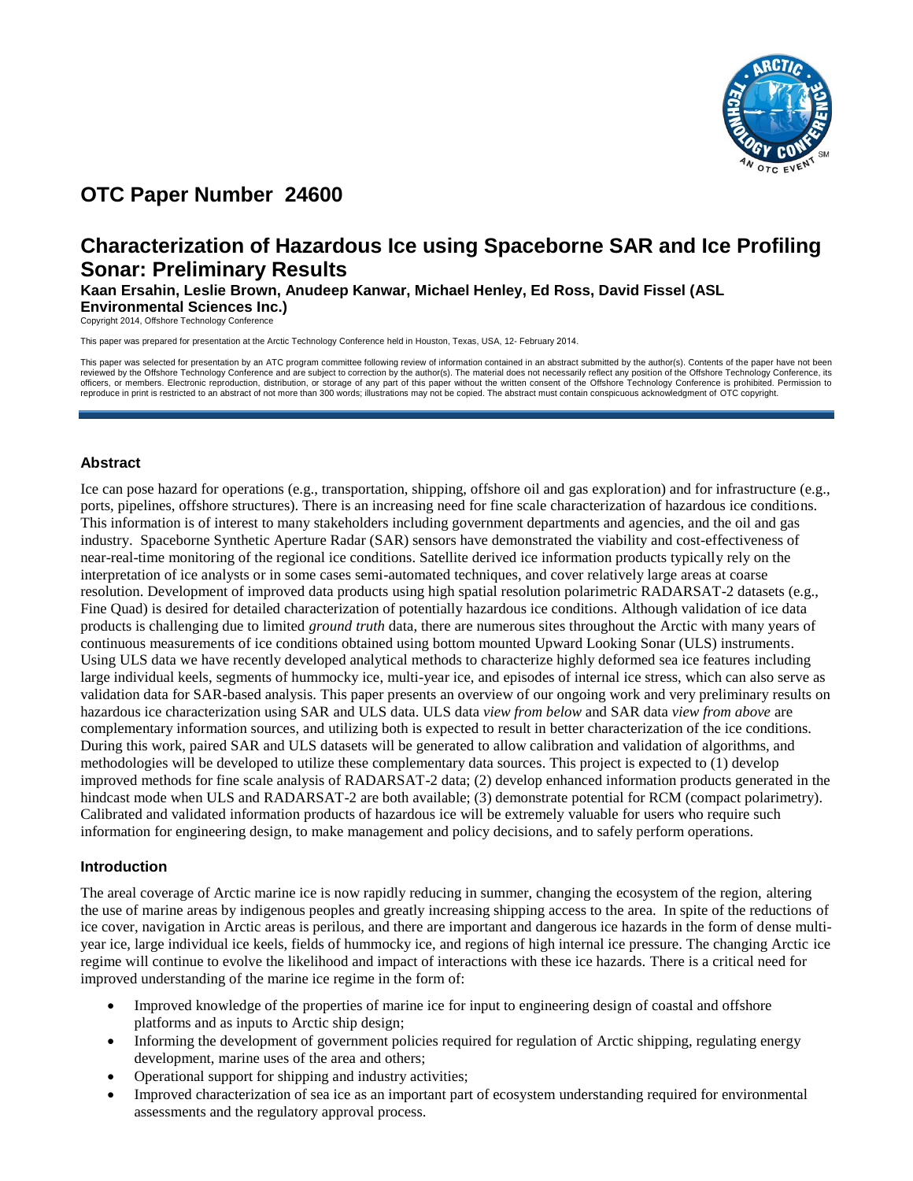# OTC Paper Number 24600

# Characterization of Hazardous Ice using Spaceborne SAR and Ice Profiling Sonar: Preliminary Results

**Kaan Ersahin, Leslie Brown, Anudeep Kanwar, Michael Henley, Ed Ross, David Fissel (ASL Environmental Sciences Inc.)**

Copyright 2014, Offshore Technology Conference

This paper was prepared for presentation at the Arctic Technology Conference held in Houston, Texas, USA, 12- February 2014.

This paper was selected for presentation by an ATC program committee following review of information contained in an abstract submitted by the author(s). Contents of the paper have not been reviewed by the Offshore Technology Conference and are subject to correction by the author(s). The material does not necessarily reflect any position of the Offshore Technology Conference, its officers, or members. Electronic reproduction, distribution, or storage of any part of this paper without the written consent of the Offshore Technology Conference is prohibited. Permission to reproduce in print is restricted to an abstract of not more than 300 words; illustrations may not be copied. The abstract must contain conspicuous acknowledgment of OTC copyright.

## Abstract

Ice can pose hazard for operations (e.g., transportation, shipping, offshore oil and gas exploration) and for infrastructure (e.g., ports, pipelines, offshore structures). There is an increasing need for fine scale characterization of hazardous ice conditions. This information is of interest to many stakeholders including government departments and agencies, and the oil and gas industry. Spaceborne Synthetic Aperture Radar (SAR) sensors have demonstrated the viability and cost-effectiveness of near-real-time monitoring of the regional ice conditions. Satellite derived ice information products typically rely on the interpretation of ice analysts or in some cases semi-automated techniques, and cover relatively large areas at coarse resolution. Development of improved data products using high spatial resolution polarimetric RADARSAT-2 datasets (e.g., Fine Quad) is desired for detailed characterization of potentially hazardous ice conditions. Although validation of ice data products is challenging due to limited *ground truth* data, there are numerous sites throughout the Arctic with many years of continuous measurements of ice conditions obtained using bottom mounted Upward Looking Sonar (ULS) instruments. Using ULS data we have recently developed analytical methods to characterize highly deformed sea ice features including large individual keels, segments of hummocky ice, multi-year ice, and episodes of internal ice stress, which can also serve as validation data for SAR-based analysis. This paper presents an overview of our ongoing work and very preliminary results on hazardous ice characterization using SAR and ULS data. ULS data *view from below* and SAR data *view from above* are complementary information sources, and utilizing both is expected to result in better characterization of the ice conditions. During this work, paired SAR and ULS datasets will be generated to allow calibration and validation of algorithms, and methodologies will be developed to utilize these complementary data sources. This project is expected to (1) develop improved methods for fine scale analysis of RADARSAT-2 data; (2) develop enhanced information products generated in the hindcast mode when ULS and RADARSAT-2 are both available; (3) demonstrate potential for RCM (compact polarimetry). Calibrated and validated information products of hazardous ice will be extremely valuable for users who require such information for engineering design, to make management and policy decisions, and to safely perform operations.

## Introduction

The areal coverage of Arctic marine ice is now rapidly reducing in summer, changing the ecosystem of the region, altering the use of marine areas by indigenous peoples and greatly increasing shipping access to the area. In spite of the reductions of ice cover, navigation in Arctic areas is perilous, and there are important and dangerous ice hazards in the form of dense multi-year ice, large individual ice keels, fields of hummocky ice, and regions of high internal ice pressure. The changing Arctic ice regime will continue to evolve the likelihood and impact of interactions with these ice hazards. There is a critical need for improved understanding of the marine ice regime in the form of:

- Improved knowledge of the properties of marine ice for input to engineering design of coastal and offshore platforms and as inputs to Arctic ship design;
- Informing the development of government policies required for regulation of Arctic shipping, regulating energy development, marine uses of the area and others;
- Operational support for shipping and industry activities;
- Improved characterization of sea ice as an important part of ecosystem understanding required for environmental assessments and the regulatory approval process.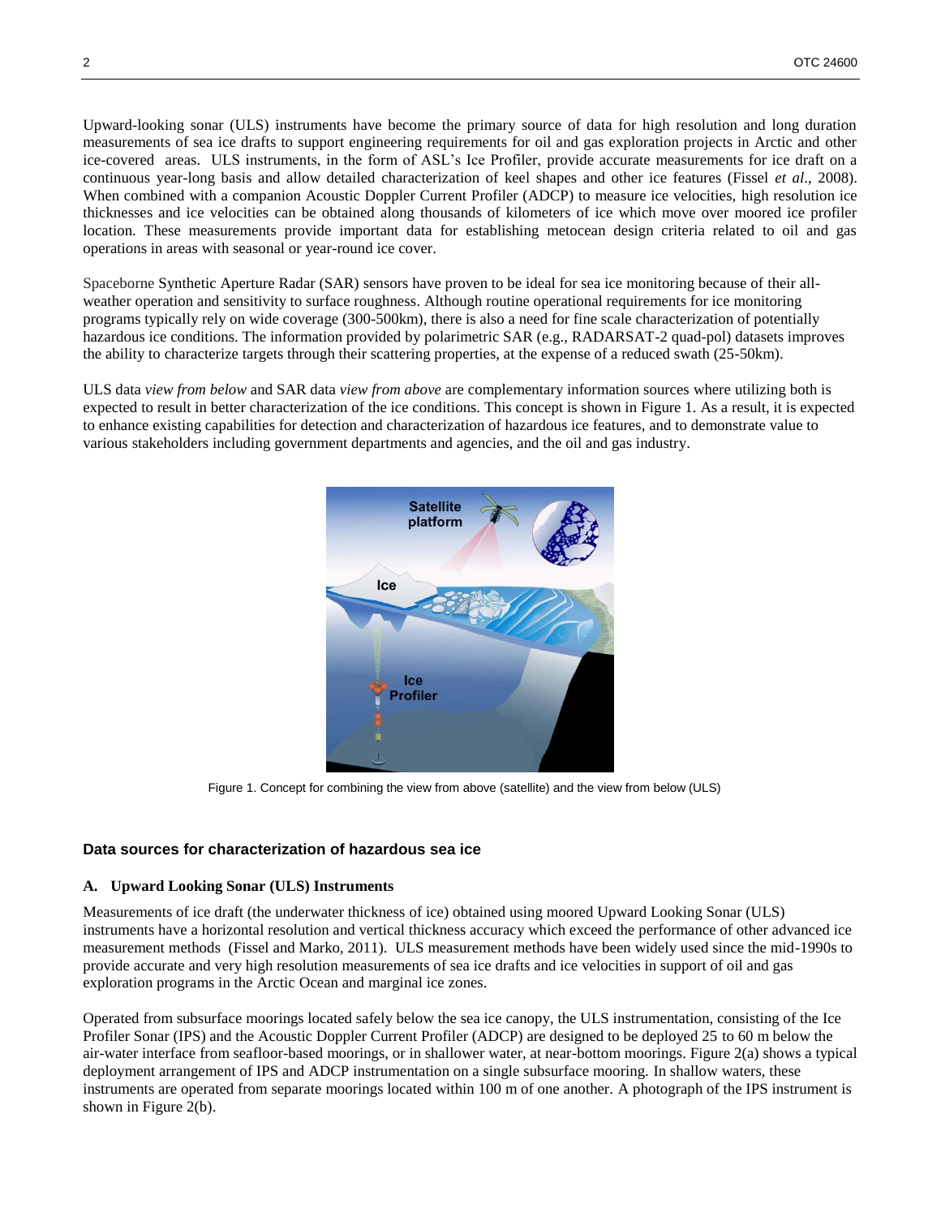Upward-looking sonar (ULS) instruments have become the primary source of data for high resolution and long duration measurements of sea ice drafts to support engineering requirements for oil and gas exploration projects in Arctic and other ice-covered areas. ULS instruments, in the form of ASL's Ice Profiler, provide accurate measurements for ice draft on a continuous year-long basis and allow detailed characterization of keel shapes and other ice features (Fissel *et al*., 2008). When combined with a companion Acoustic Doppler Current Profiler (ADCP) to measure ice velocities, high resolution ice thicknesses and ice velocities can be obtained along thousands of kilometers of ice which move over moored ice profiler location. These measurements provide important data for establishing metocean design criteria related to oil and gas operations in areas with seasonal or year-round ice cover.

Spaceborne Synthetic Aperture Radar (SAR) sensors have proven to be ideal for sea ice monitoring because of their all-weather operation and sensitivity to surface roughness. Although routine operational requirements for ice monitoring programs typically rely on wide coverage (300-500km), there is also a need for fine scale characterization of potentially hazardous ice conditions. The information provided by polarimetric SAR (e.g., RADARSAT-2 quad-pol) datasets improves the ability to characterize targets through their scattering properties, at the expense of a reduced swath (25-50km).

ULS data *view from below* and SAR data *view from above* are complementary information sources where utilizing both is expected to result in better characterization of the ice conditions. This concept is shown in Figure 1. As a result, it is expected to enhance existing capabilities for detection and characterization of hazardous ice features, and to demonstrate value to various stakeholders including government departments and agencies, and the oil and gas industry.

Figure 1. Concept for combining the view from above (satellite) and the view from below (ULS)

## Data sources for characterization of hazardous sea ice

### A. Upward Looking Sonar (ULS) Instruments

Measurements of ice draft (the underwater thickness of ice) obtained using moored Upward Looking Sonar (ULS) instruments have a horizontal resolution and vertical thickness accuracy which exceed the performance of other advanced ice measurement methods (Fissel and Marko, 2011). ULS measurement methods have been widely used since the mid-1990s to provide accurate and very high resolution measurements of sea ice drafts and ice velocities in support of oil and gas exploration programs in the Arctic Ocean and marginal ice zones.

Operated from subsurface moorings located safely below the sea ice canopy, the ULS instrumentation, consisting of the Ice Profiler Sonar (IPS) and the Acoustic Doppler Current Profiler (ADCP) are designed to be deployed 25 to 60 m below the air-water interface from seafloor-based moorings, or in shallower water, at near-bottom moorings. Figure 2(a) shows a typical deployment arrangement of IPS and ADCP instrumentation on a single subsurface mooring. In shallow waters, these instruments are operated from separate moorings located within 100 m of one another. A photograph of the IPS instrument is shown in Figure 2(b).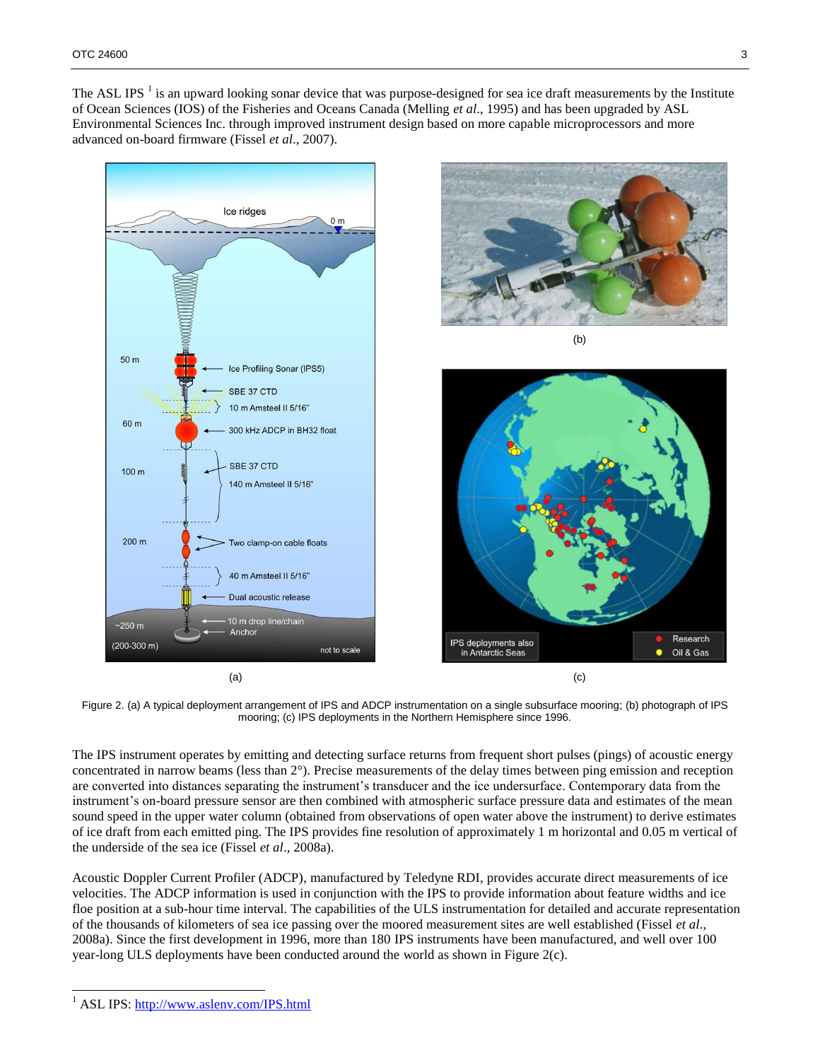The ASL IPS [1] is an upward looking sonar device that was purpose-designed for sea ice draft measurements by the Institute of Ocean Sciences (IOS) of the Fisheries and Oceans Canada (Melling *et al*., 1995) and has been upgraded by ASL Environmental Sciences Inc. through improved instrument design based on more capable microprocessors and more advanced on-board firmware (Fissel *et al*., 2007).

Figure 2. (a) A typical deployment arrangement of IPS and ADCP instrumentation on a single subsurface mooring; (b) photograph of IPS mooring; (c) IPS deployments in the Northern Hemisphere since 1996.

The IPS instrument operates by emitting and detecting surface returns from frequent short pulses (pings) of acoustic energy concentrated in narrow beams (less than 2°). Precise measurements of the delay times between ping emission and reception are converted into distances separating the instrument's transducer and the ice undersurface. Contemporary data from the instrument's on-board pressure sensor are then combined with atmospheric surface pressure data and estimates of the mean sound speed in the upper water column (obtained from observations of open water above the instrument) to derive estimates of ice draft from each emitted ping. The IPS provides fine resolution of approximately 1 m horizontal and 0.05 m vertical of the underside of the sea ice (Fissel *et al*., 2008a).

Acoustic Doppler Current Profiler (ADCP), manufactured by Teledyne RDI, provides accurate direct measurements of ice velocities. The ADCP information is used in conjunction with the IPS to provide information about feature widths and ice floe position at a sub-hour time interval. The capabilities of the ULS instrumentation for detailed and accurate representation of the thousands of kilometers of sea ice passing over the moored measurement sites are well established (Fissel *et al*., 2008a). Since the first development in 1996, more than 180 IPS instruments have been manufactured, and well over 100 year-long ULS deployments have been conducted around the world as shown in Figure 2(c).

[1] ASL IPS: http://www.aslenv.com/IPS.html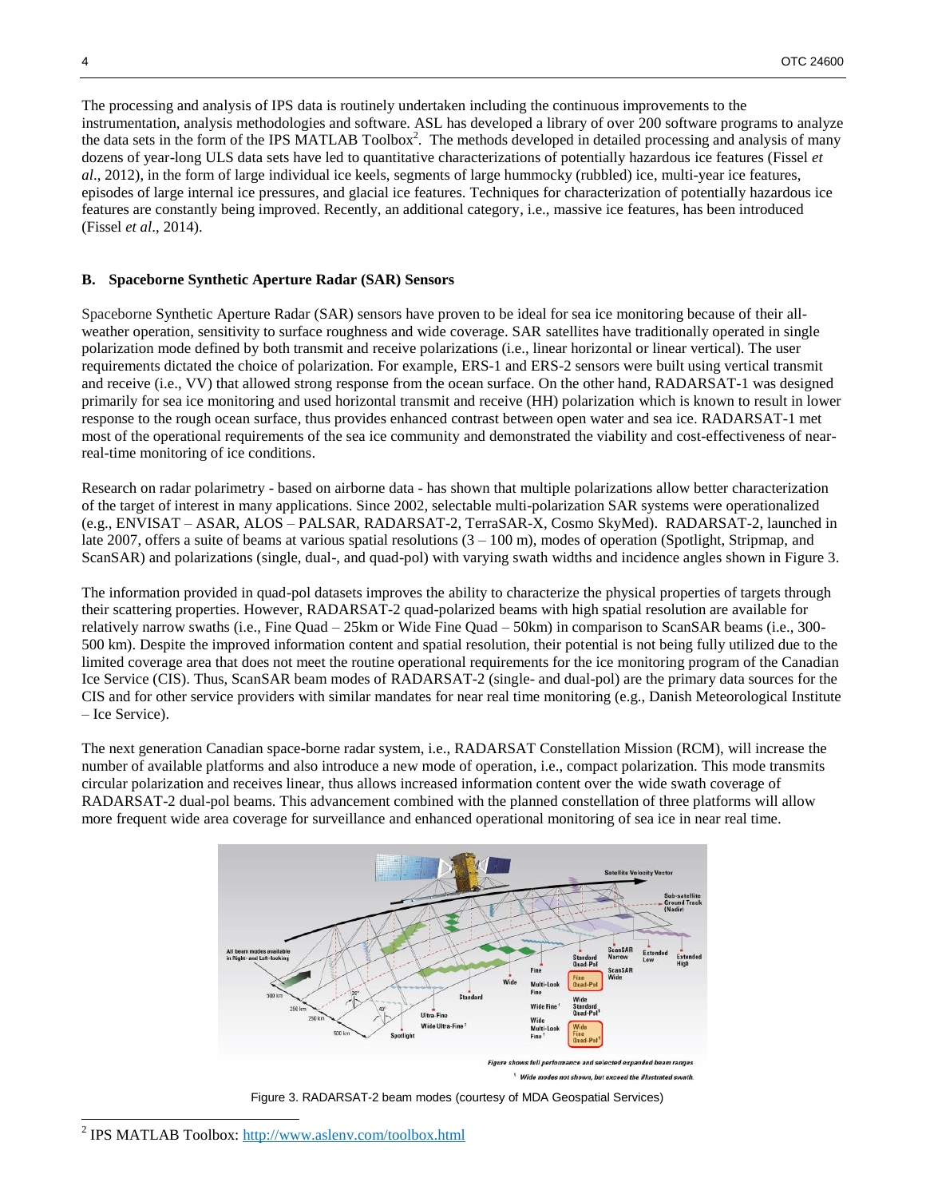The processing and analysis of IPS data is routinely undertaken including the continuous improvements to the instrumentation, analysis methodologies and software. ASL has developed a library of over 200 software programs to analyze the data sets in the form of the IPS MATLAB Toolbox[2]. The methods developed in detailed processing and analysis of many dozens of year-long ULS data sets have led to quantitative characterizations of potentially hazardous ice features (Fissel *et al*., 2012), in the form of large individual ice keels, segments of large hummocky (rubbled) ice, multi-year ice features, episodes of large internal ice pressures, and glacial ice features. Techniques for characterization of potentially hazardous ice features are constantly being improved. Recently, an additional category, i.e., massive ice features, has been introduced (Fissel *et al*., 2014).

### B. Spaceborne Synthetic Aperture Radar (SAR) Sensors

Spaceborne Synthetic Aperture Radar (SAR) sensors have proven to be ideal for sea ice monitoring because of their all-weather operation, sensitivity to surface roughness and wide coverage. SAR satellites have traditionally operated in single polarization mode defined by both transmit and receive polarizations (i.e., linear horizontal or linear vertical). The user requirements dictated the choice of polarization. For example, ERS-1 and ERS-2 sensors were built using vertical transmit and receive (i.e., VV) that allowed strong response from the ocean surface. On the other hand, RADARSAT-1 was designed primarily for sea ice monitoring and used horizontal transmit and receive (HH) polarization which is known to result in lower response to the rough ocean surface, thus provides enhanced contrast between open water and sea ice. RADARSAT-1 met most of the operational requirements of the sea ice community and demonstrated the viability and cost-effectiveness of near-real-time monitoring of ice conditions.

Research on radar polarimetry - based on airborne data - has shown that multiple polarizations allow better characterization of the target of interest in many applications. Since 2002, selectable multi-polarization SAR systems were operationalized (e.g., ENVISAT – ASAR, ALOS – PALSAR, RADARSAT-2, TerraSAR-X, Cosmo SkyMed). RADARSAT-2, launched in late 2007, offers a suite of beams at various spatial resolutions (3 – 100 m), modes of operation (Spotlight, Stripmap, and ScanSAR) and polarizations (single, dual-, and quad-pol) with varying swath widths and incidence angles shown in Figure 3.

The information provided in quad-pol datasets improves the ability to characterize the physical properties of targets through their scattering properties. However, RADARSAT-2 quad-polarized beams with high spatial resolution are available for relatively narrow swaths (i.e., Fine Quad – 25km or Wide Fine Quad – 50km) in comparison to ScanSAR beams (i.e., 300-500 km). Despite the improved information content and spatial resolution, their potential is not being fully utilized due to the limited coverage area that does not meet the routine operational requirements for the ice monitoring program of the Canadian Ice Service (CIS). Thus, ScanSAR beam modes of RADARSAT-2 (single- and dual-pol) are the primary data sources for the CIS and for other service providers with similar mandates for near real time monitoring (e.g., Danish Meteorological Institute – Ice Service).

The next generation Canadian space-borne radar system, i.e., RADARSAT Constellation Mission (RCM), will increase the number of available platforms and also introduce a new mode of operation, i.e., compact polarization. This mode transmits circular polarization and receives linear, thus allows increased information content over the wide swath coverage of RADARSAT-2 dual-pol beams. This advancement combined with the planned constellation of three platforms will allow more frequent wide area coverage for surveillance and enhanced operational monitoring of sea ice in near real time.

Figure 3. RADARSAT-2 beam modes (courtesy of MDA Geospatial Services)

[2] IPS MATLAB Toolbox: http://www.aslenv.com/toolbox.html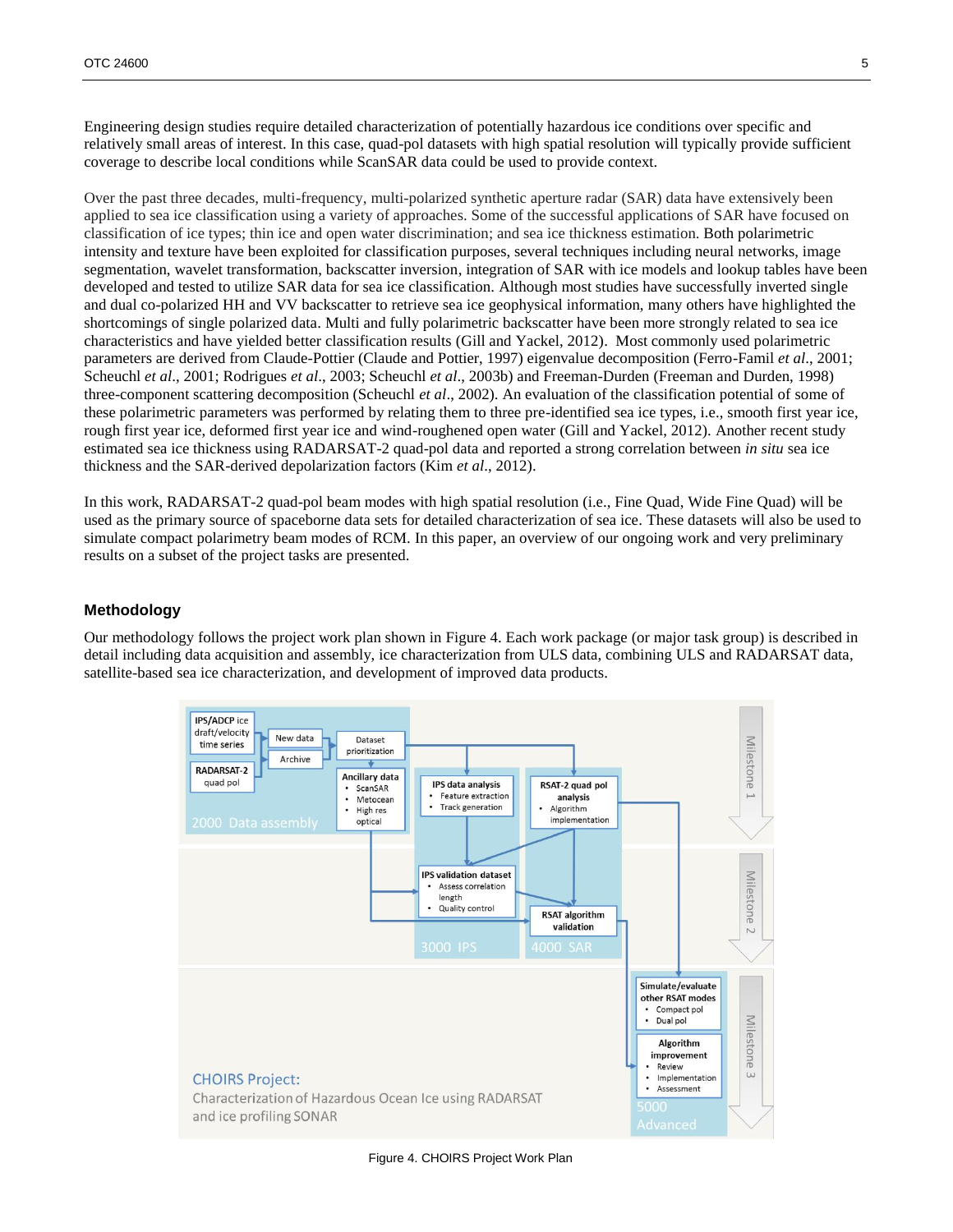Engineering design studies require detailed characterization of potentially hazardous ice conditions over specific and relatively small areas of interest. In this case, quad-pol datasets with high spatial resolution will typically provide sufficient coverage to describe local conditions while ScanSAR data could be used to provide context.

Over the past three decades, multi-frequency, multi-polarized synthetic aperture radar (SAR) data have extensively been applied to sea ice classification using a variety of approaches. Some of the successful applications of SAR have focused on classification of ice types; thin ice and open water discrimination; and sea ice thickness estimation. Both polarimetric intensity and texture have been exploited for classification purposes, several techniques including neural networks, image segmentation, wavelet transformation, backscatter inversion, integration of SAR with ice models and lookup tables have been developed and tested to utilize SAR data for sea ice classification. Although most studies have successfully inverted single and dual co-polarized HH and VV backscatter to retrieve sea ice geophysical information, many others have highlighted the shortcomings of single polarized data. Multi and fully polarimetric backscatter have been more strongly related to sea ice characteristics and have yielded better classification results (Gill and Yackel, 2012). Most commonly used polarimetric parameters are derived from Claude-Pottier (Claude and Pottier, 1997) eigenvalue decomposition (Ferro-Famil *et al*., 2001; Scheuchl *et al*., 2001; Rodrigues *et al*., 2003; Scheuchl *et al*., 2003b) and Freeman-Durden (Freeman and Durden, 1998) three-component scattering decomposition (Scheuchl *et al*., 2002). An evaluation of the classification potential of some of these polarimetric parameters was performed by relating them to three pre-identified sea ice types, i.e., smooth first year ice, rough first year ice, deformed first year ice and wind-roughened open water (Gill and Yackel, 2012). Another recent study estimated sea ice thickness using RADARSAT-2 quad-pol data and reported a strong correlation between *in situ* sea ice thickness and the SAR-derived depolarization factors (Kim *et al*., 2012).

In this work, RADARSAT-2 quad-pol beam modes with high spatial resolution (i.e., Fine Quad, Wide Fine Quad) will be used as the primary source of spaceborne data sets for detailed characterization of sea ice. These datasets will also be used to simulate compact polarimetry beam modes of RCM. In this paper, an overview of our ongoing work and very preliminary results on a subset of the project tasks are presented.

## Methodology

Our methodology follows the project work plan shown in Figure 4. Each work package (or major task group) is described in detail including data acquisition and assembly, ice characterization from ULS data, combining ULS and RADARSAT data, satellite-based sea ice characterization, and development of improved data products.

Figure 4. CHOIRS Project Work Plan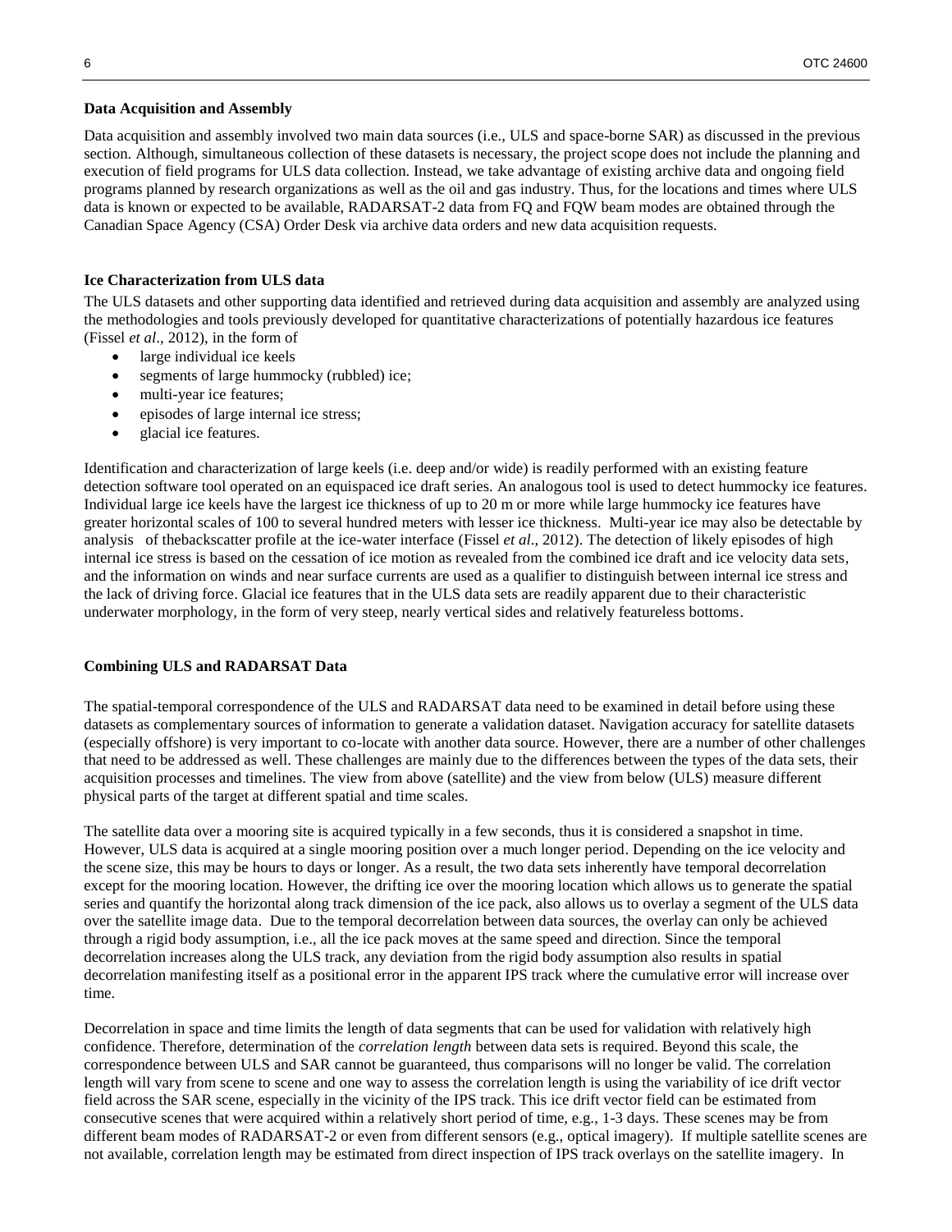**Data Acquisition and Assembly**

Data acquisition and assembly involved two main data sources (i.e., ULS and space-borne SAR) as discussed in the previous section. Although, simultaneous collection of these datasets is necessary, the project scope does not include the planning and execution of field programs for ULS data collection. Instead, we take advantage of existing archive data and ongoing field programs planned by research organizations as well as the oil and gas industry. Thus, for the locations and times where ULS data is known or expected to be available, RADARSAT-2 data from FQ and FQW beam modes are obtained through the Canadian Space Agency (CSA) Order Desk via archive data orders and new data acquisition requests.

**Ice Characterization from ULS data**

The ULS datasets and other supporting data identified and retrieved during data acquisition and assembly are analyzed using the methodologies and tools previously developed for quantitative characterizations of potentially hazardous ice features (Fissel *et al*., 2012), in the form of

- large individual ice keels
- segments of large hummocky (rubbled) ice;
- multi-year ice features;
- episodes of large internal ice stress;
- glacial ice features.

Identification and characterization of large keels (i.e. deep and/or wide) is readily performed with an existing feature detection software tool operated on an equispaced ice draft series. An analogous tool is used to detect hummocky ice features. Individual large ice keels have the largest ice thickness of up to 20 m or more while large hummocky ice features have greater horizontal scales of 100 to several hundred meters with lesser ice thickness. Multi-year ice may also be detectable by analysis of thebackscatter profile at the ice-water interface (Fissel *et al*., 2012). The detection of likely episodes of high internal ice stress is based on the cessation of ice motion as revealed from the combined ice draft and ice velocity data sets, and the information on winds and near surface currents are used as a qualifier to distinguish between internal ice stress and the lack of driving force. Glacial ice features that in the ULS data sets are readily apparent due to their characteristic underwater morphology, in the form of very steep, nearly vertical sides and relatively featureless bottoms.

**Combining ULS and RADARSAT Data**

The spatial-temporal correspondence of the ULS and RADARSAT data need to be examined in detail before using these datasets as complementary sources of information to generate a validation dataset. Navigation accuracy for satellite datasets (especially offshore) is very important to co-locate with another data source. However, there are a number of other challenges that need to be addressed as well. These challenges are mainly due to the differences between the types of the data sets, their acquisition processes and timelines. The view from above (satellite) and the view from below (ULS) measure different physical parts of the target at different spatial and time scales.

The satellite data over a mooring site is acquired typically in a few seconds, thus it is considered a snapshot in time. However, ULS data is acquired at a single mooring position over a much longer period. Depending on the ice velocity and the scene size, this may be hours to days or longer. As a result, the two data sets inherently have temporal decorrelation except for the mooring location. However, the drifting ice over the mooring location which allows us to generate the spatial series and quantify the horizontal along track dimension of the ice pack, also allows us to overlay a segment of the ULS data over the satellite image data. Due to the temporal decorrelation between data sources, the overlay can only be achieved through a rigid body assumption, i.e., all the ice pack moves at the same speed and direction. Since the temporal decorrelation increases along the ULS track, any deviation from the rigid body assumption also results in spatial decorrelation manifesting itself as a positional error in the apparent IPS track where the cumulative error will increase over time.

Decorrelation in space and time limits the length of data segments that can be used for validation with relatively high confidence. Therefore, determination of the *correlation length* between data sets is required. Beyond this scale, the correspondence between ULS and SAR cannot be guaranteed, thus comparisons will no longer be valid. The correlation length will vary from scene to scene and one way to assess the correlation length is using the variability of ice drift vector field across the SAR scene, especially in the vicinity of the IPS track. This ice drift vector field can be estimated from consecutive scenes that were acquired within a relatively short period of time, e.g., 1-3 days. These scenes may be from different beam modes of RADARSAT-2 or even from different sensors (e.g., optical imagery). If multiple satellite scenes are not available, correlation length may be estimated from direct inspection of IPS track overlays on the satellite imagery. In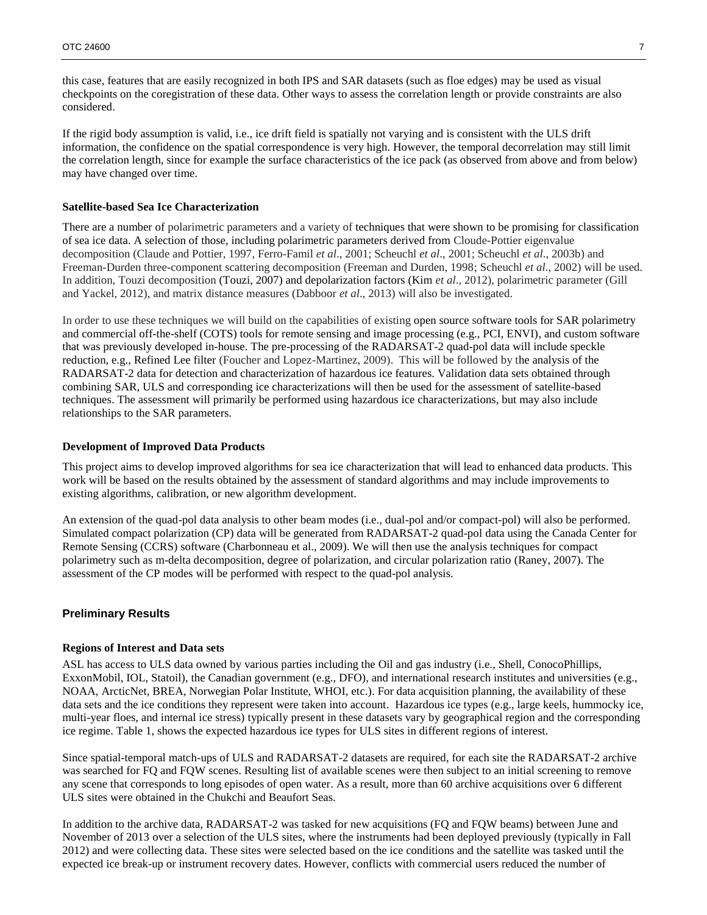this case, features that are easily recognized in both IPS and SAR datasets (such as floe edges) may be used as visual checkpoints on the coregistration of these data. Other ways to assess the correlation length or provide constraints are also considered.

If the rigid body assumption is valid, i.e., ice drift field is spatially not varying and is consistent with the ULS drift information, the confidence on the spatial correspondence is very high. However, the temporal decorrelation may still limit the correlation length, since for example the surface characteristics of the ice pack (as observed from above and from below) may have changed over time.

**Satellite-based Sea Ice Characterization**

There are a number of polarimetric parameters and a variety of techniques that were shown to be promising for classification of sea ice data. A selection of those, including polarimetric parameters derived from Cloude-Pottier eigenvalue decomposition (Claude and Pottier, 1997, Ferro-Famil *et al*., 2001; Scheuchl *et al*., 2001; Scheuchl *et al*., 2003b) and Freeman-Durden three-component scattering decomposition (Freeman and Durden, 1998; Scheuchl *et al*., 2002) will be used. In addition, Touzi decomposition (Touzi, 2007) and depolarization factors (Kim *et al*., 2012), polarimetric parameter (Gill and Yackel, 2012), and matrix distance measures (Dabboor *et al*., 2013) will also be investigated.

In order to use these techniques we will build on the capabilities of existing open source software tools for SAR polarimetry and commercial off-the-shelf (COTS) tools for remote sensing and image processing (e.g., PCI, ENVI), and custom software that was previously developed in-house. The pre-processing of the RADARSAT-2 quad-pol data will include speckle reduction, e.g., Refined Lee filter (Foucher and Lopez-Martinez, 2009). This will be followed by the analysis of the RADARSAT-2 data for detection and characterization of hazardous ice features. Validation data sets obtained through combining SAR, ULS and corresponding ice characterizations will then be used for the assessment of satellite-based techniques. The assessment will primarily be performed using hazardous ice characterizations, but may also include relationships to the SAR parameters.

**Development of Improved Data Products**

This project aims to develop improved algorithms for sea ice characterization that will lead to enhanced data products. This work will be based on the results obtained by the assessment of standard algorithms and may include improvements to existing algorithms, calibration, or new algorithm development.

An extension of the quad-pol data analysis to other beam modes (i.e., dual-pol and/or compact-pol) will also be performed. Simulated compact polarization (CP) data will be generated from RADARSAT-2 quad-pol data using the Canada Center for Remote Sensing (CCRS) software (Charbonneau et al., 2009). We will then use the analysis techniques for compact polarimetry such as m-delta decomposition, degree of polarization, and circular polarization ratio (Raney, 2007). The assessment of the CP modes will be performed with respect to the quad-pol analysis.

## Preliminary Results

**Regions of Interest and Data sets**

ASL has access to ULS data owned by various parties including the Oil and gas industry (i.e., Shell, ConocoPhillips, ExxonMobil, IOL, Statoil), the Canadian government (e.g., DFO), and international research institutes and universities (e.g., NOAA, ArcticNet, BREA, Norwegian Polar Institute, WHOI, etc.). For data acquisition planning, the availability of these data sets and the ice conditions they represent were taken into account. Hazardous ice types (e.g., large keels, hummocky ice, multi-year floes, and internal ice stress) typically present in these datasets vary by geographical region and the corresponding ice regime. Table 1, shows the expected hazardous ice types for ULS sites in different regions of interest.

Since spatial-temporal match-ups of ULS and RADARSAT-2 datasets are required, for each site the RADARSAT-2 archive was searched for FQ and FQW scenes. Resulting list of available scenes were then subject to an initial screening to remove any scene that corresponds to long episodes of open water. As a result, more than 60 archive acquisitions over 6 different ULS sites were obtained in the Chukchi and Beaufort Seas.

In addition to the archive data, RADARSAT-2 was tasked for new acquisitions (FQ and FQW beams) between June and November of 2013 over a selection of the ULS sites, where the instruments had been deployed previously (typically in Fall 2012) and were collecting data. These sites were selected based on the ice conditions and the satellite was tasked until the expected ice break-up or instrument recovery dates. However, conflicts with commercial users reduced the number of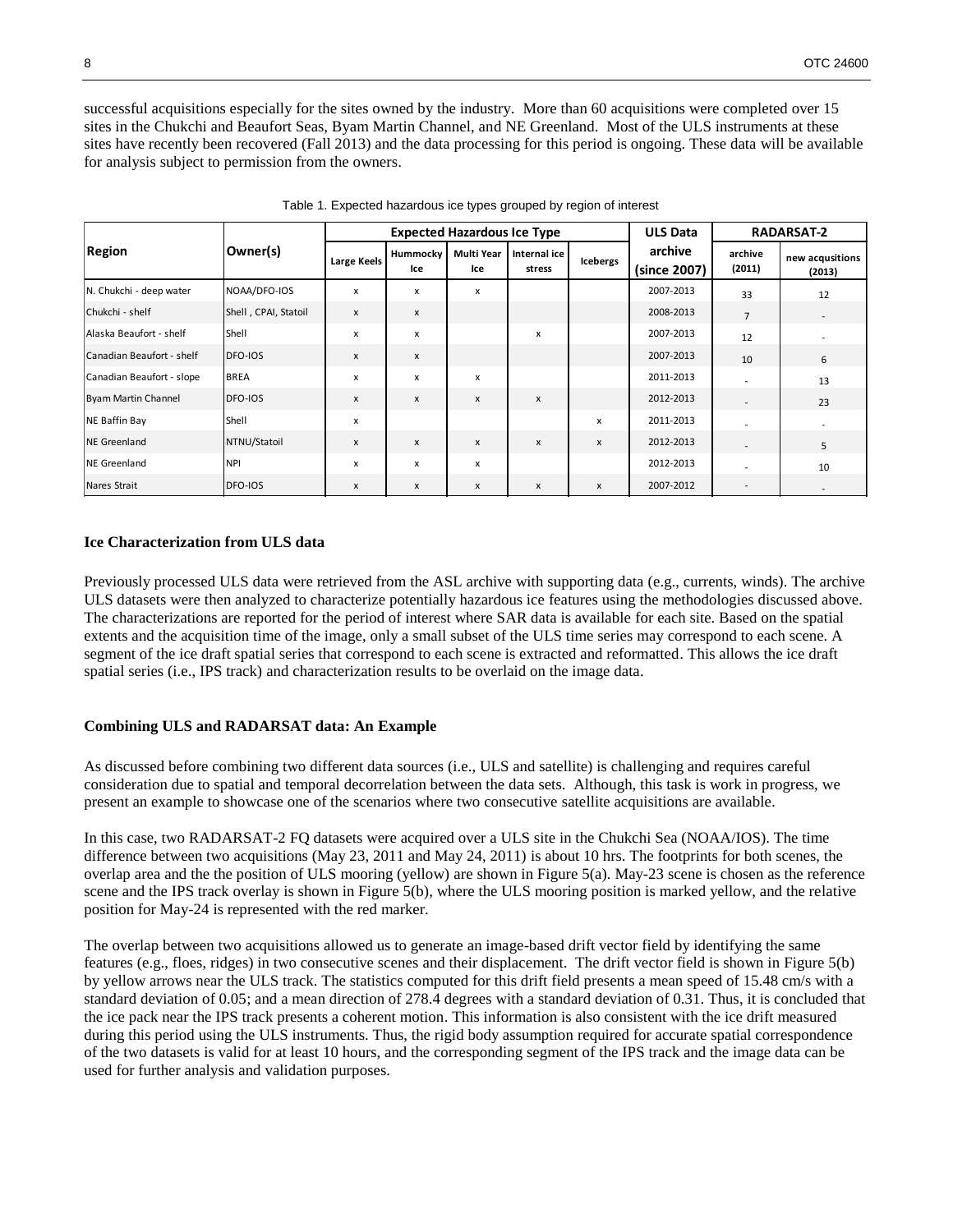successful acquisitions especially for the sites owned by the industry. More than 60 acquisitions were completed over 15 sites in the Chukchi and Beaufort Seas, Byam Martin Channel, and NE Greenland. Most of the ULS instruments at these sites have recently been recovered (Fall 2013) and the data processing for this period is ongoing. These data will be available for analysis subject to permission from the owners.

Table 1. Expected hazardous ice types grouped by region of interest

| Region | Owner(s) | Expected Hazardous Ice Type | | | | | ULS Data archive (since 2007) | RADARSAT-2 | |
|---|---|---|---|---|---|---|---|---|---|
| | | Large Keels | Hummocky Ice | Multi Year Ice | Internal ice stress | Icebergs | | archive (2011) | new acqusitions (2013) |
| N. Chukchi - deep water | NOAA/DFO-IOS | x | x | x | | | 2007-2013 | 33 | 12 |
| Chukchi - shelf | Shell , CPAI, Statoil | x | x | | | | 2008-2013 | 7 | - |
| Alaska Beaufort - shelf | Shell | x | x | | x | | 2007-2013 | 12 | - |
| Canadian Beaufort - shelf | DFO-IOS | x | x | | | | 2007-2013 | 10 | 6 |
| Canadian Beaufort - slope | BREA | x | x | x | | | 2011-2013 | - | 13 |
| Byam Martin Channel | DFO-IOS | x | x | x | x | | 2012-2013 | - | 23 |
| NE Baffin Bay | Shell | x | | | | x | 2011-2013 | - | - |
| NE Greenland | NTNU/Statoil | x | x | x | x | x | 2012-2013 | - | 5 |
| NE Greenland | NPI | x | x | x | | | 2012-2013 | - | 10 |
| Nares Strait | DFO-IOS | x | x | x | x | x | 2007-2012 | - | - |

**Ice Characterization from ULS data**

Previously processed ULS data were retrieved from the ASL archive with supporting data (e.g., currents, winds). The archive ULS datasets were then analyzed to characterize potentially hazardous ice features using the methodologies discussed above. The characterizations are reported for the period of interest where SAR data is available for each site. Based on the spatial extents and the acquisition time of the image, only a small subset of the ULS time series may correspond to each scene. A segment of the ice draft spatial series that correspond to each scene is extracted and reformatted. This allows the ice draft spatial series (i.e., IPS track) and characterization results to be overlaid on the image data.

**Combining ULS and RADARSAT data: An Example**

As discussed before combining two different data sources (i.e., ULS and satellite) is challenging and requires careful consideration due to spatial and temporal decorrelation between the data sets. Although, this task is work in progress, we present an example to showcase one of the scenarios where two consecutive satellite acquisitions are available.

In this case, two RADARSAT-2 FQ datasets were acquired over a ULS site in the Chukchi Sea (NOAA/IOS). The time difference between two acquisitions (May 23, 2011 and May 24, 2011) is about 10 hrs. The footprints for both scenes, the overlap area and the the position of ULS mooring (yellow) are shown in Figure 5(a). May-23 scene is chosen as the reference scene and the IPS track overlay is shown in Figure 5(b), where the ULS mooring position is marked yellow, and the relative position for May-24 is represented with the red marker.

The overlap between two acquisitions allowed us to generate an image-based drift vector field by identifying the same features (e.g., floes, ridges) in two consecutive scenes and their displacement. The drift vector field is shown in Figure 5(b) by yellow arrows near the ULS track. The statistics computed for this drift field presents a mean speed of 15.48 cm/s with a standard deviation of 0.05; and a mean direction of 278.4 degrees with a standard deviation of 0.31. Thus, it is concluded that the ice pack near the IPS track presents a coherent motion. This information is also consistent with the ice drift measured during this period using the ULS instruments. Thus, the rigid body assumption required for accurate spatial correspondence of the two datasets is valid for at least 10 hours, and the corresponding segment of the IPS track and the image data can be used for further analysis and validation purposes.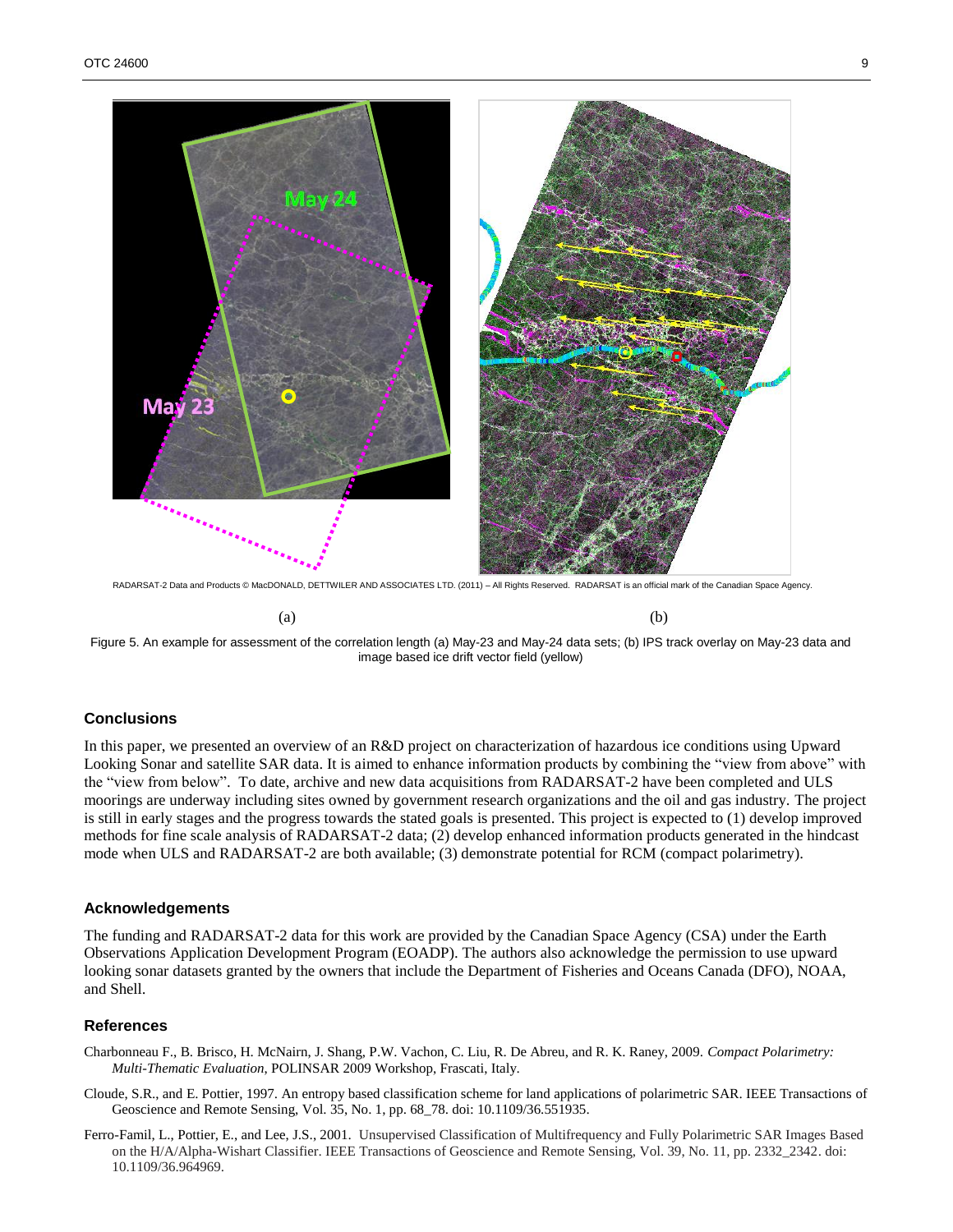RADARSAT-2 Data and Products © MacDONALD, DETTWILER AND ASSOCIATES LTD. (2011) – All Rights Reserved. RADARSAT is an official mark of the Canadian Space Agency.

(a) (b)

Figure 5. An example for assessment of the correlation length (a) May-23 and May-24 data sets; (b) IPS track overlay on May-23 data and image based ice drift vector field (yellow)

### Conclusions

In this paper, we presented an overview of an R&D project on characterization of hazardous ice conditions using Upward Looking Sonar and satellite SAR data. It is aimed to enhance information products by combining the "view from above" with the "view from below". To date, archive and new data acquisitions from RADARSAT-2 have been completed and ULS moorings are underway including sites owned by government research organizations and the oil and gas industry. The project is still in early stages and the progress towards the stated goals is presented. This project is expected to (1) develop improved methods for fine scale analysis of RADARSAT-2 data; (2) develop enhanced information products generated in the hindcast mode when ULS and RADARSAT-2 are both available; (3) demonstrate potential for RCM (compact polarimetry).

### Acknowledgements

The funding and RADARSAT-2 data for this work are provided by the Canadian Space Agency (CSA) under the Earth Observations Application Development Program (EOADP). The authors also acknowledge the permission to use upward looking sonar datasets granted by the owners that include the Department of Fisheries and Oceans Canada (DFO), NOAA, and Shell.

### References

Charbonneau F., B. Brisco, H. McNairn, J. Shang, P.W. Vachon, C. Liu, R. De Abreu, and R. K. Raney, 2009. *Compact Polarimetry: Multi-Thematic Evaluation,* POLINSAR 2009 Workshop, Frascati, Italy.

Cloude, S.R., and E. Pottier, 1997. An entropy based classification scheme for land applications of polarimetric SAR. IEEE Transactions of Geoscience and Remote Sensing, Vol. 35, No. 1, pp. 68_78. doi: 10.1109/36.551935.

Ferro-Famil, L., Pottier, E., and Lee, J.S., 2001. Unsupervised Classification of Multifrequency and Fully Polarimetric SAR Images Based on the H/A/Alpha-Wishart Classifier. IEEE Transactions of Geoscience and Remote Sensing, Vol. 39, No. 11, pp. 2332_2342. doi: 10.1109/36.964969.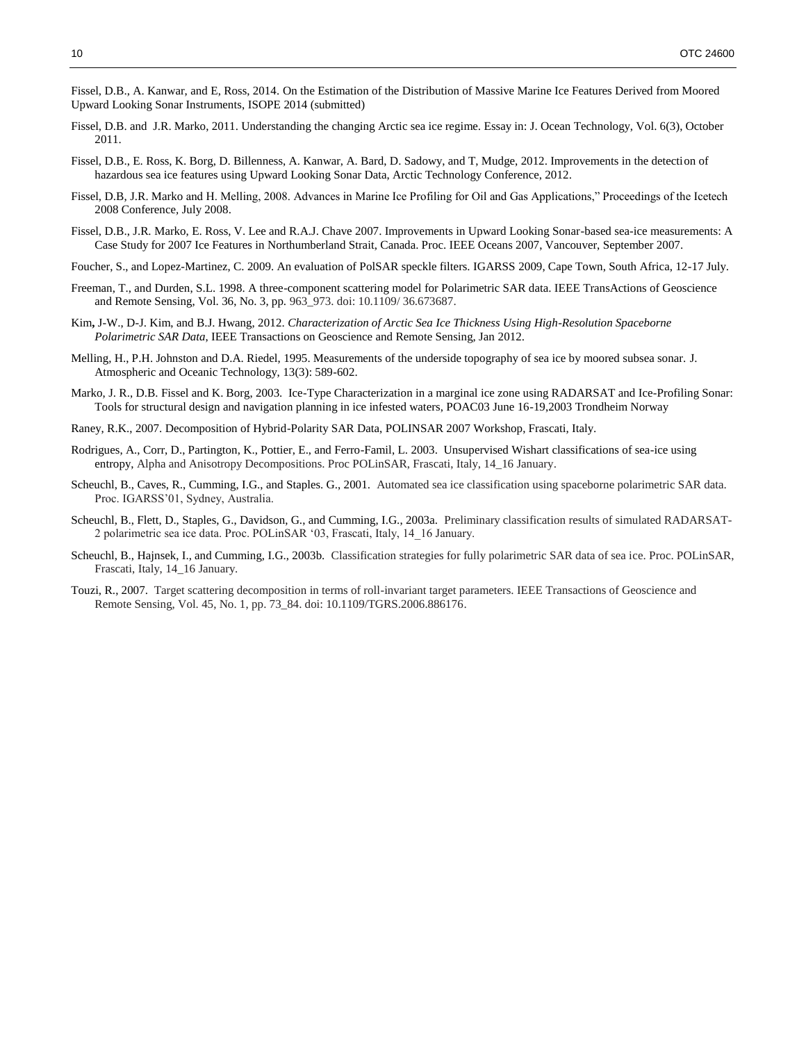Fissel, D.B., A. Kanwar, and E, Ross, 2014. On the Estimation of the Distribution of Massive Marine Ice Features Derived from Moored Upward Looking Sonar Instruments, ISOPE 2014 (submitted)

Fissel, D.B. and J.R. Marko, 2011. Understanding the changing Arctic sea ice regime. Essay in: J. Ocean Technology, Vol. 6(3), October 2011.

Fissel, D.B., E. Ross, K. Borg, D. Billenness, A. Kanwar, A. Bard, D. Sadowy, and T, Mudge, 2012. Improvements in the detection of hazardous sea ice features using Upward Looking Sonar Data, Arctic Technology Conference, 2012.

Fissel, D.B, J.R. Marko and H. Melling, 2008. Advances in Marine Ice Profiling for Oil and Gas Applications," Proceedings of the Icetech 2008 Conference, July 2008.

Fissel, D.B., J.R. Marko, E. Ross, V. Lee and R.A.J. Chave 2007. Improvements in Upward Looking Sonar-based sea-ice measurements: A Case Study for 2007 Ice Features in Northumberland Strait, Canada. Proc. IEEE Oceans 2007, Vancouver, September 2007.

Foucher, S., and Lopez-Martinez, C. 2009. An evaluation of PolSAR speckle filters. IGARSS 2009, Cape Town, South Africa, 12-17 July.

Freeman, T., and Durden, S.L. 1998. A three-component scattering model for Polarimetric SAR data. IEEE TransActions of Geoscience and Remote Sensing, Vol. 36, No. 3, pp. 963_973. doi: 10.1109/ 36.673687.

Kim**,** J-W., D-J. Kim, and B.J. Hwang, 2012. *Characterization of Arctic Sea Ice Thickness Using High-Resolution Spaceborne Polarimetric SAR Data*, IEEE Transactions on Geoscience and Remote Sensing, Jan 2012.

Melling, H., P.H. Johnston and D.A. Riedel, 1995. Measurements of the underside topography of sea ice by moored subsea sonar. J. Atmospheric and Oceanic Technology, 13(3): 589-602.

Marko, J. R., D.B. Fissel and K. Borg, 2003. Ice-Type Characterization in a marginal ice zone using RADARSAT and Ice-Profiling Sonar: Tools for structural design and navigation planning in ice infested waters, POAC03 June 16-19,2003 Trondheim Norway

Raney, R.K., 2007. Decomposition of Hybrid-Polarity SAR Data, POLINSAR 2007 Workshop, Frascati, Italy.

Rodrigues, A., Corr, D., Partington, K., Pottier, E., and Ferro-Famil, L. 2003. Unsupervised Wishart classifications of sea-ice using entropy, Alpha and Anisotropy Decompositions. Proc POLinSAR, Frascati, Italy, 14_16 January.

Scheuchl, B., Caves, R., Cumming, I.G., and Staples. G., 2001. Automated sea ice classification using spaceborne polarimetric SAR data. Proc. IGARSS'01, Sydney, Australia.

Scheuchl, B., Flett, D., Staples, G., Davidson, G., and Cumming, I.G., 2003a. Preliminary classification results of simulated RADARSAT-2 polarimetric sea ice data. Proc. POLinSAR '03, Frascati, Italy, 14_16 January.

Scheuchl, B., Hajnsek, I., and Cumming, I.G., 2003b. Classification strategies for fully polarimetric SAR data of sea ice. Proc. POLinSAR, Frascati, Italy, 14_16 January.

Touzi, R., 2007. Target scattering decomposition in terms of roll-invariant target parameters. IEEE Transactions of Geoscience and Remote Sensing, Vol. 45, No. 1, pp. 73_84. doi: 10.1109/TGRS.2006.886176.